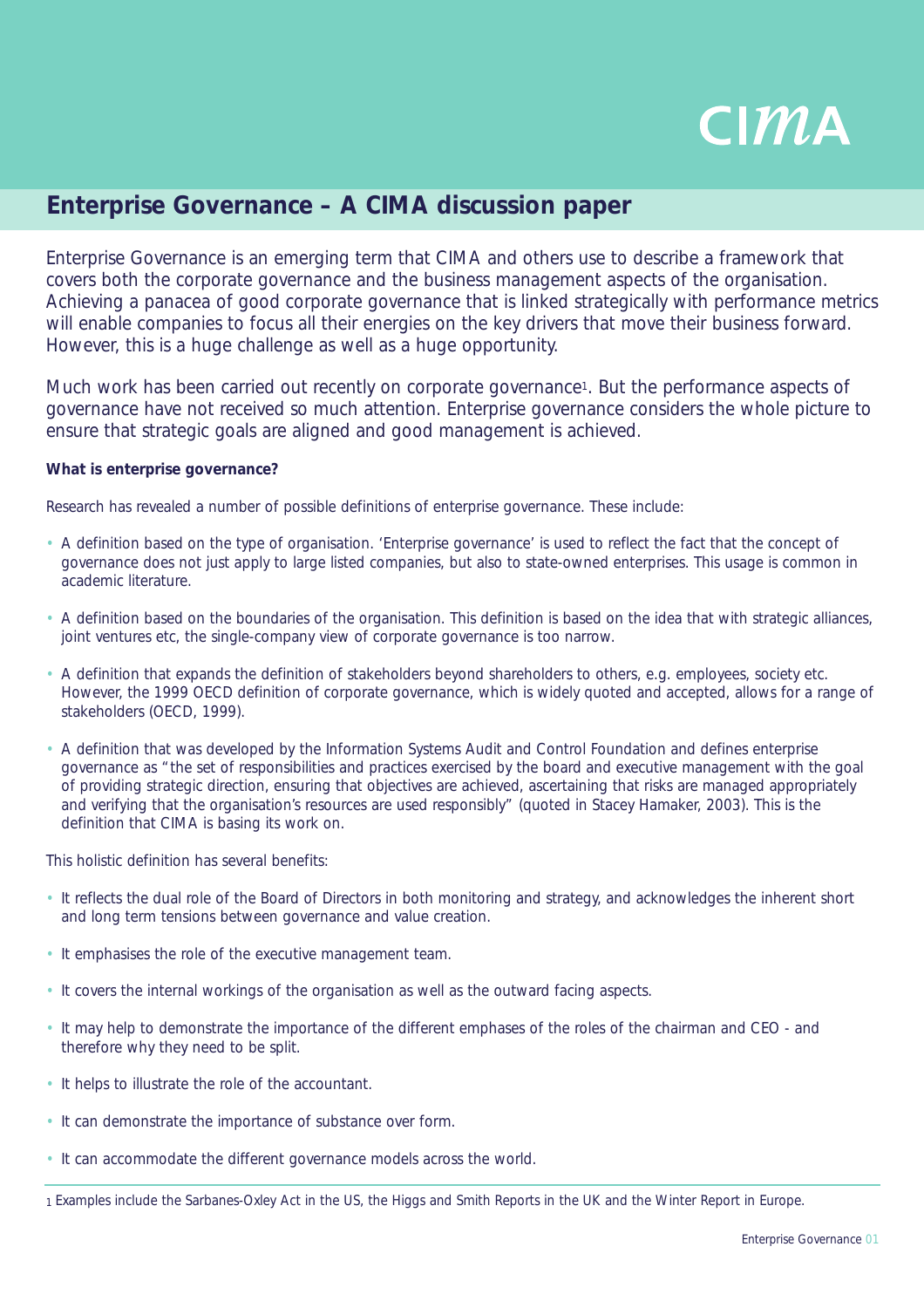CIMA

# Enterprise Governance – A CIMA discussion paper

Enterprise Governance is an emerging term that CIMA and others use to describe a framework that covers both the corporate governance and the business management aspects of the organisation. Achieving a panacea of good corporate governance that is linked strategically with performance metrics will enable companies to focus all their energies on the key drivers that move their business forward. However, this is a huge challenge as well as a huge opportunity.

Much work has been carried out recently on corporate governance[1]. But the performance aspects of governance have not received so much attention. Enterprise governance considers the whole picture to ensure that strategic goals are aligned and good management is achieved.

**What is enterprise governance?**

Research has revealed a number of possible definitions of enterprise governance. These include:

- A definition based on the type of organisation. 'Enterprise governance' is used to reflect the fact that the concept of governance does not just apply to large listed companies, but also to state-owned enterprises. This usage is common in academic literature.
- A definition based on the boundaries of the organisation. This definition is based on the idea that with strategic alliances, joint ventures etc, the single-company view of corporate governance is too narrow.
- A definition that expands the definition of stakeholders beyond shareholders to others, e.g. employees, society etc. However, the 1999 OECD definition of corporate governance, which is widely quoted and accepted, allows for a range of stakeholders (OECD, 1999).
- A definition that was developed by the Information Systems Audit and Control Foundation and defines enterprise governance as "the set of responsibilities and practices exercised by the board and executive management with the goal of providing strategic direction, ensuring that objectives are achieved, ascertaining that risks are managed appropriately and verifying that the organisation's resources are used responsibly" (quoted in Stacey Hamaker, 2003). This is the definition that CIMA is basing its work on.

This holistic definition has several benefits:

- It reflects the dual role of the Board of Directors in both monitoring and strategy, and acknowledges the inherent short and long term tensions between governance and value creation.
- It emphasises the role of the executive management team.
- It covers the internal workings of the organisation as well as the outward facing aspects.
- It may help to demonstrate the importance of the different emphases of the roles of the chairman and CEO - and therefore why they need to be split.
- It helps to illustrate the role of the accountant.
- It can demonstrate the importance of substance over form.
- It can accommodate the different governance models across the world.

[1] Examples include the Sarbanes-Oxley Act in the US, the Higgs and Smith Reports in the UK and the Winter Report in Europe.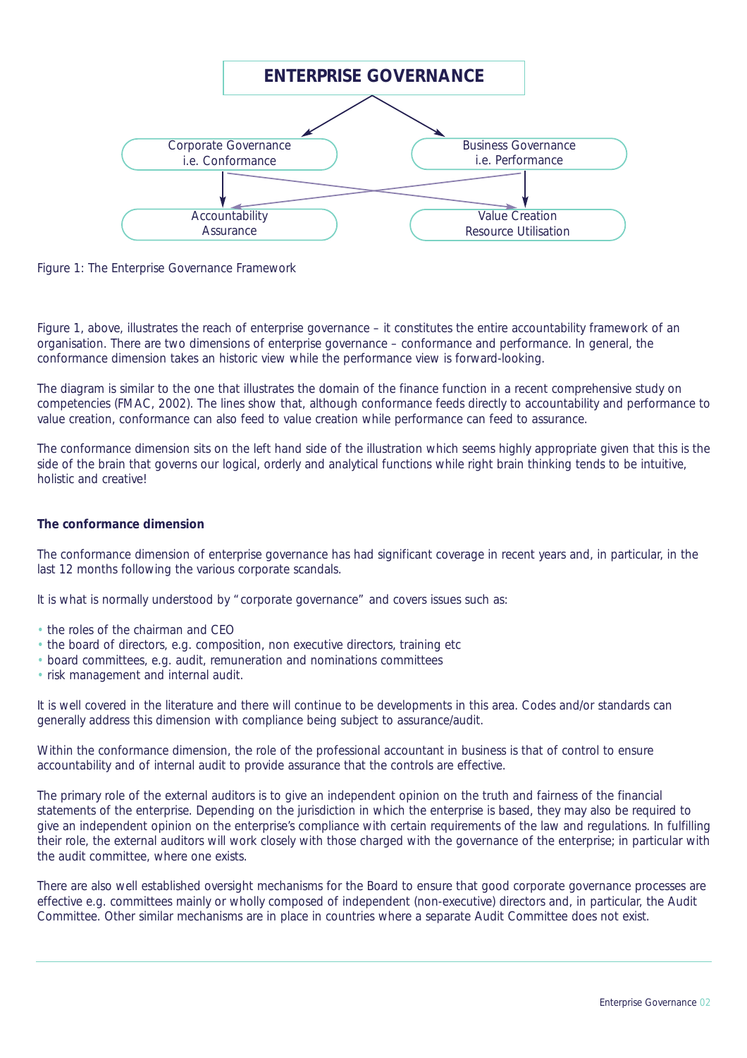ENTERPRISE GOVERNANCE

Corporate Governance i.e. Conformance

Business Governance i.e. Performance

Accountability Assurance

Value Creation Resource Utilisation

Figure 1: The Enterprise Governance Framework

Figure 1, above, illustrates the reach of enterprise governance – it constitutes the entire accountability framework of an organisation. There are two dimensions of enterprise governance – conformance and performance. In general, the conformance dimension takes an historic view while the performance view is forward-looking.

The diagram is similar to the one that illustrates the domain of the finance function in a recent comprehensive study on competencies (FMAC, 2002). The lines show that, although conformance feeds directly to accountability and performance to value creation, conformance can also feed to value creation while performance can feed to assurance.

The conformance dimension sits on the left hand side of the illustration which seems highly appropriate given that this is the side of the brain that governs our logical, orderly and analytical functions while right brain thinking tends to be intuitive, holistic and creative!

**The conformance dimension**

The conformance dimension of enterprise governance has had significant coverage in recent years and, in particular, in the last 12 months following the various corporate scandals.

It is what is normally understood by "corporate governance" and covers issues such as:

- the roles of the chairman and CEO
- the board of directors, e.g. composition, non executive directors, training etc
- board committees, e.g. audit, remuneration and nominations committees
- risk management and internal audit.

It is well covered in the literature and there will continue to be developments in this area. Codes and/or standards can generally address this dimension with compliance being subject to assurance/audit.

Within the conformance dimension, the role of the professional accountant in business is that of control to ensure accountability and of internal audit to provide assurance that the controls are effective.

The primary role of the external auditors is to give an independent opinion on the truth and fairness of the financial statements of the enterprise. Depending on the jurisdiction in which the enterprise is based, they may also be required to give an independent opinion on the enterprise's compliance with certain requirements of the law and regulations. In fulfilling their role, the external auditors will work closely with those charged with the governance of the enterprise; in particular with the audit committee, where one exists.

There are also well established oversight mechanisms for the Board to ensure that good corporate governance processes are effective e.g. committees mainly or wholly composed of independent (non-executive) directors and, in particular, the Audit Committee. Other similar mechanisms are in place in countries where a separate Audit Committee does not exist.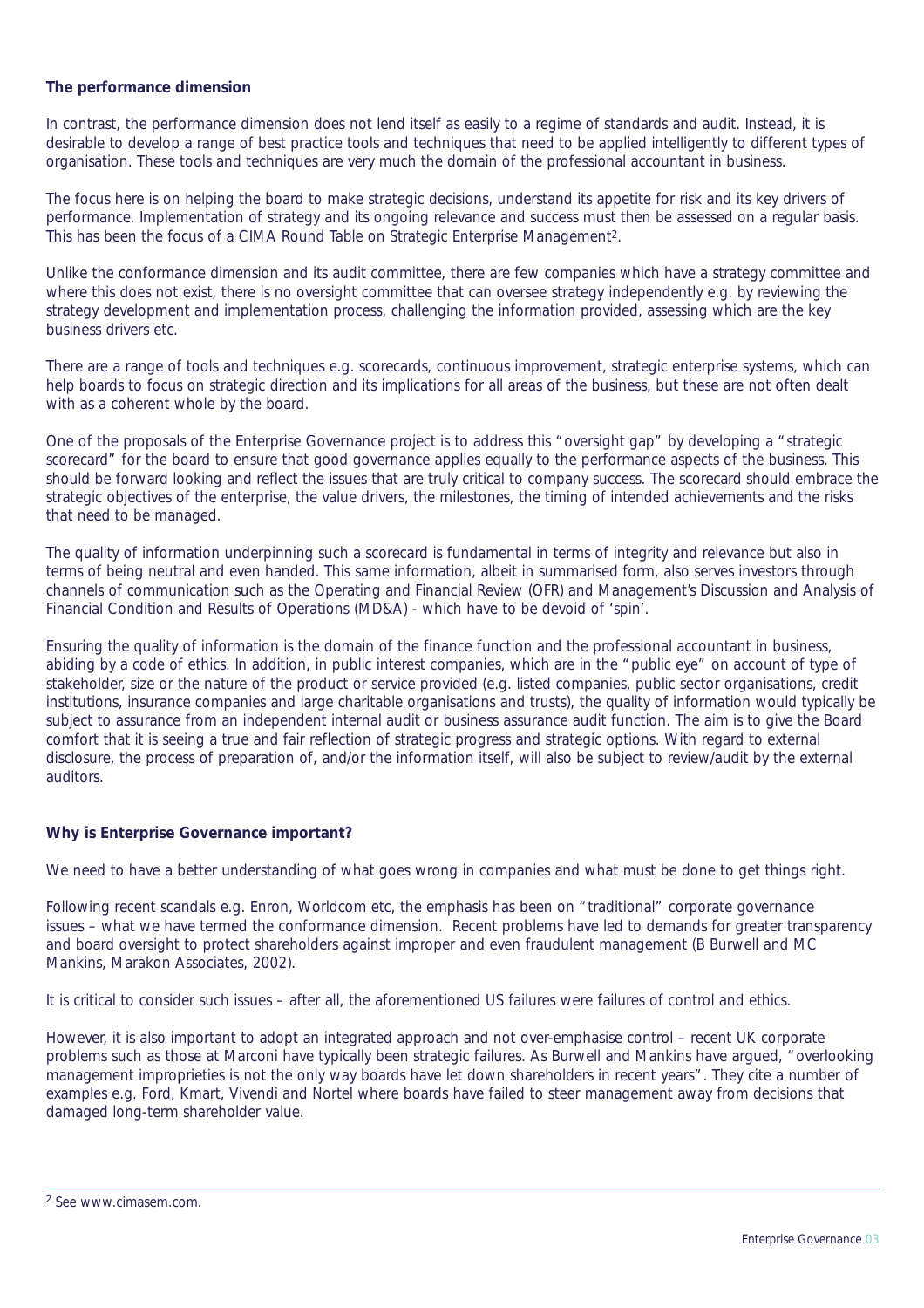## The performance dimension

In contrast, the performance dimension does not lend itself as easily to a regime of standards and audit. Instead, it is desirable to develop a range of best practice tools and techniques that need to be applied intelligently to different types of organisation. These tools and techniques are very much the domain of the professional accountant in business.

The focus here is on helping the board to make strategic decisions, understand its appetite for risk and its key drivers of performance. Implementation of strategy and its ongoing relevance and success must then be assessed on a regular basis. This has been the focus of a CIMA Round Table on Strategic Enterprise Management[2].

Unlike the conformance dimension and its audit committee, there are few companies which have a strategy committee and where this does not exist, there is no oversight committee that can oversee strategy independently e.g. by reviewing the strategy development and implementation process, challenging the information provided, assessing which are the key business drivers etc.

There are a range of tools and techniques e.g. scorecards, continuous improvement, strategic enterprise systems, which can help boards to focus on strategic direction and its implications for all areas of the business, but these are not often dealt with as a coherent whole by the board.

One of the proposals of the Enterprise Governance project is to address this "oversight gap" by developing a "strategic scorecard" for the board to ensure that good governance applies equally to the performance aspects of the business. This should be forward looking and reflect the issues that are truly critical to company success. The scorecard should embrace the strategic objectives of the enterprise, the value drivers, the milestones, the timing of intended achievements and the risks that need to be managed.

The quality of information underpinning such a scorecard is fundamental in terms of integrity and relevance but also in terms of being neutral and even handed. This same information, albeit in summarised form, also serves investors through channels of communication such as the Operating and Financial Review (OFR) and Management's Discussion and Analysis of Financial Condition and Results of Operations (MD&A) - which have to be devoid of 'spin'.

Ensuring the quality of information is the domain of the finance function and the professional accountant in business, abiding by a code of ethics. In addition, in public interest companies, which are in the "public eye" on account of type of stakeholder, size or the nature of the product or service provided (e.g. listed companies, public sector organisations, credit institutions, insurance companies and large charitable organisations and trusts), the quality of information would typically be subject to assurance from an independent internal audit or business assurance audit function. The aim is to give the Board comfort that it is seeing a true and fair reflection of strategic progress and strategic options. With regard to external disclosure, the process of preparation of, and/or the information itself, will also be subject to review/audit by the external auditors.

## Why is Enterprise Governance important?

We need to have a better understanding of what goes wrong in companies and what must be done to get things right.

Following recent scandals e.g. Enron, Worldcom etc, the emphasis has been on "traditional" corporate governance issues – what we have termed the conformance dimension. Recent problems have led to demands for greater transparency and board oversight to protect shareholders against improper and even fraudulent management (B Burwell and MC Mankins, Marakon Associates, 2002).

It is critical to consider such issues – after all, the aforementioned US failures were failures of control and ethics.

However, it is also important to adopt an integrated approach and not over-emphasise control – recent UK corporate problems such as those at Marconi have typically been strategic failures. As Burwell and Mankins have argued, "overlooking management improprieties is not the only way boards have let down shareholders in recent years". They cite a number of examples e.g. Ford, Kmart, Vivendi and Nortel where boards have failed to steer management away from decisions that damaged long-term shareholder value.

---

[2] See www.cimasem.com.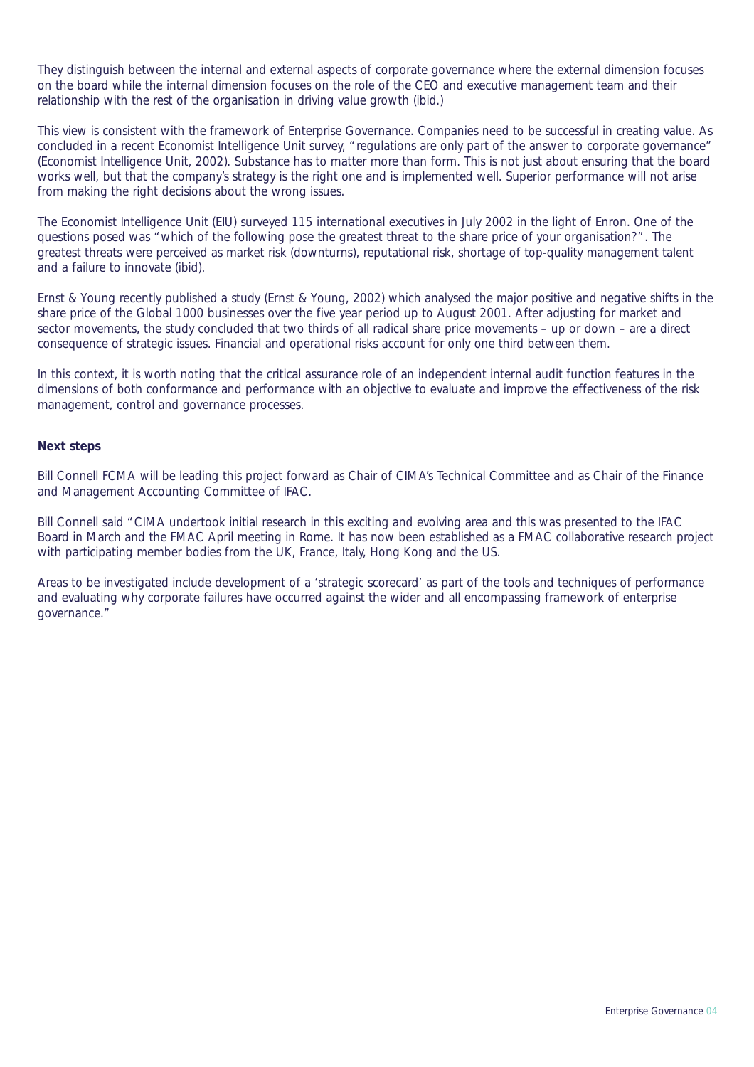They distinguish between the internal and external aspects of corporate governance where the external dimension focuses on the board while the internal dimension focuses on the role of the CEO and executive management team and their relationship with the rest of the organisation in driving value growth (ibid.)

This view is consistent with the framework of Enterprise Governance. Companies need to be successful in creating value. As concluded in a recent Economist Intelligence Unit survey, "regulations are only part of the answer to corporate governance" (Economist Intelligence Unit, 2002). Substance has to matter more than form. This is not just about ensuring that the board works well, but that the company's strategy is the right one and is implemented well. Superior performance will not arise from making the right decisions about the wrong issues.

The Economist Intelligence Unit (EIU) surveyed 115 international executives in July 2002 in the light of Enron. One of the questions posed was "which of the following pose the greatest threat to the share price of your organisation?". The greatest threats were perceived as market risk (downturns), reputational risk, shortage of top-quality management talent and a failure to innovate (ibid).

Ernst & Young recently published a study (Ernst & Young, 2002) which analysed the major positive and negative shifts in the share price of the Global 1000 businesses over the five year period up to August 2001. After adjusting for market and sector movements, the study concluded that two thirds of all radical share price movements – up or down – are a direct consequence of strategic issues. Financial and operational risks account for only one third between them.

In this context, it is worth noting that the critical assurance role of an independent internal audit function features in the dimensions of both conformance and performance with an objective to evaluate and improve the effectiveness of the risk management, control and governance processes.

## Next steps

Bill Connell FCMA will be leading this project forward as Chair of CIMA's Technical Committee and as Chair of the Finance and Management Accounting Committee of IFAC.

Bill Connell said "CIMA undertook initial research in this exciting and evolving area and this was presented to the IFAC Board in March and the FMAC April meeting in Rome. It has now been established as a FMAC collaborative research project with participating member bodies from the UK, France, Italy, Hong Kong and the US.

Areas to be investigated include development of a 'strategic scorecard' as part of the tools and techniques of performance and evaluating why corporate failures have occurred against the wider and all encompassing framework of enterprise governance."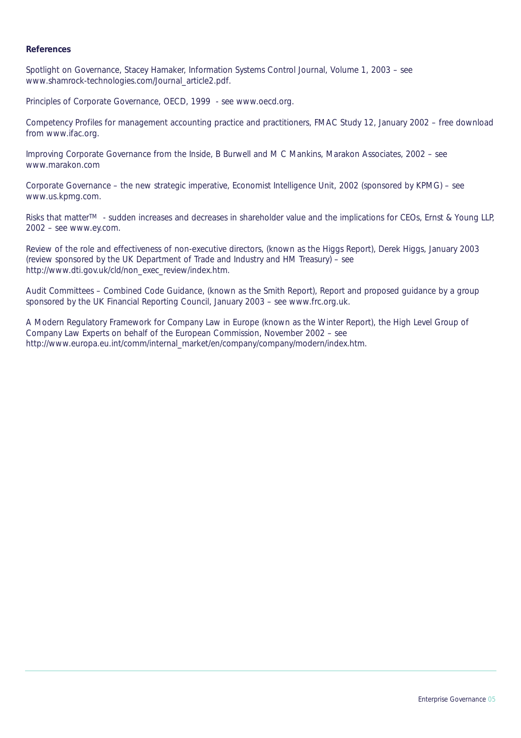**References**

Spotlight on Governance, Stacey Hamaker, Information Systems Control Journal, Volume 1, 2003 – see www.shamrock-technologies.com/Journal_article2.pdf.

Principles of Corporate Governance, OECD, 1999 - see www.oecd.org.

Competency Profiles for management accounting practice and practitioners, FMAC Study 12, January 2002 – free download from www.ifac.org.

Improving Corporate Governance from the Inside, B Burwell and M C Mankins, Marakon Associates, 2002 – see www.marakon.com

Corporate Governance – the new strategic imperative, Economist Intelligence Unit, 2002 (sponsored by KPMG) – see www.us.kpmg.com.

Risks that matter™ - sudden increases and decreases in shareholder value and the implications for CEOs, Ernst & Young LLP, 2002 – see www.ey.com.

Review of the role and effectiveness of non-executive directors, (known as the Higgs Report), Derek Higgs, January 2003 (review sponsored by the UK Department of Trade and Industry and HM Treasury) – see http://www.dti.gov.uk/cld/non_exec_review/index.htm.

Audit Committees – Combined Code Guidance, (known as the Smith Report), Report and proposed guidance by a group sponsored by the UK Financial Reporting Council, January 2003 – see www.frc.org.uk.

A Modern Regulatory Framework for Company Law in Europe (known as the Winter Report), the High Level Group of Company Law Experts on behalf of the European Commission, November 2002 – see http://www.europa.eu.int/comm/internal_market/en/company/company/modern/index.htm.